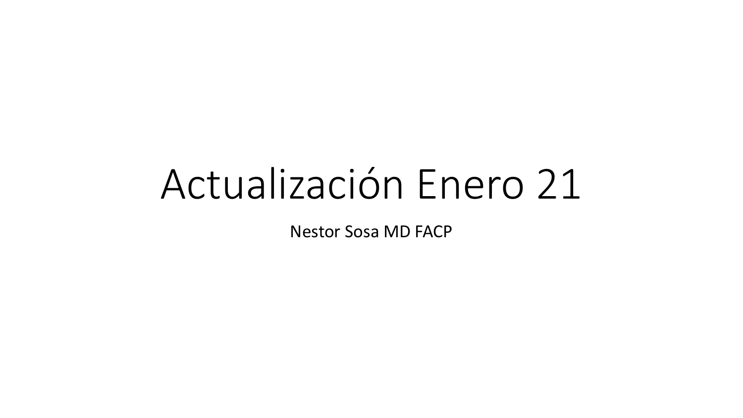# Actualización Enero 21

Nestor Sosa MD FACP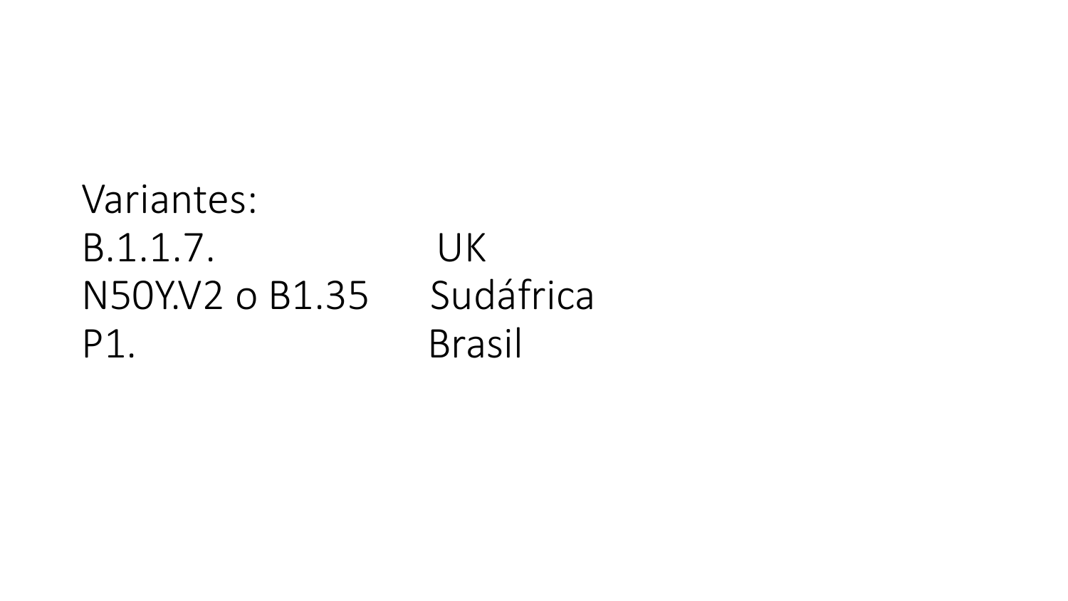Variantes:

| | |
|---|---|
| B.1.1.7. | UK |
| N50Y.V2 o B1.35 | Sudáfrica |
| P1. | Brasil |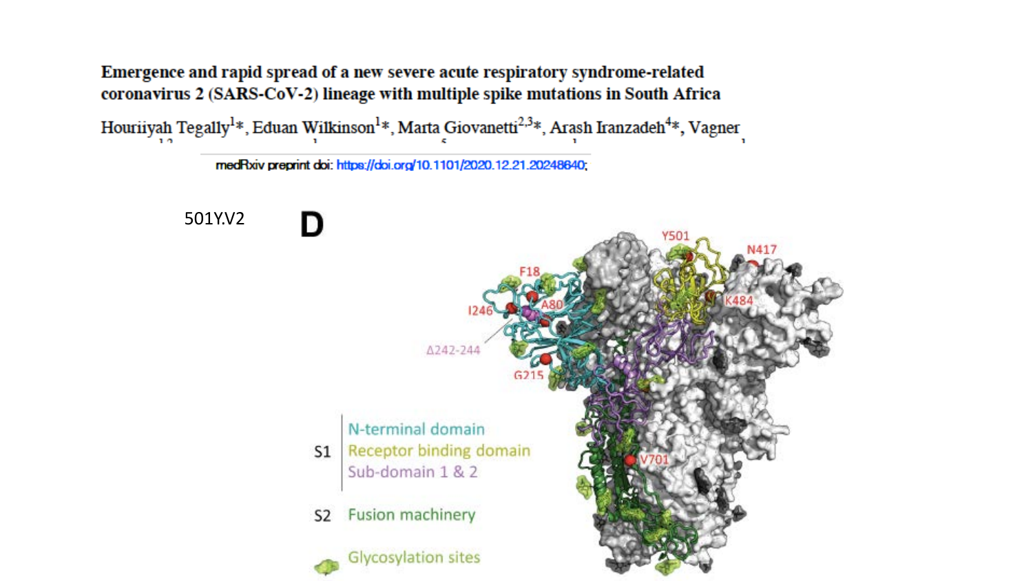**Emergence and rapid spread of a new severe acute respiratory syndrome-related coronavirus 2 (SARS-CoV-2) lineage with multiple spike mutations in South Africa**

Houriiyah Tegally[1]*, Eduan Wilkinson[1]*, Marta Giovanetti[2,3]*, Arash Iranzadeh[4]*, Vagner

medRxiv preprint doi: https://doi.org/10.1101/2020.12.21.20248640;

501Y.V2

**D**

F18, I246, A80, Δ242-244, G215, Y501, N417, K484, V701

S1: N-terminal domain, Receptor binding domain, Sub-domain 1 & 2

S2: Fusion machinery

Glycosylation sites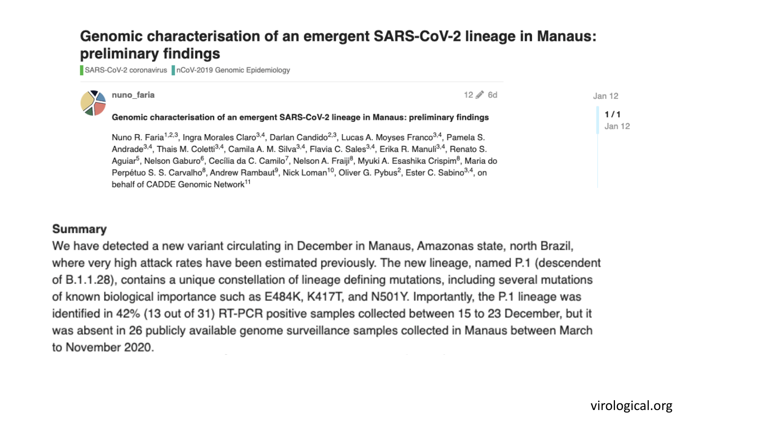# Genomic characterisation of an emergent SARS-CoV-2 lineage in Manaus: preliminary findings

SARS-CoV-2 coronavirus | nCoV-2019 Genomic Epidemiology

**nuno_faria** — 12 — 6d — Jan 12 — 1 / 1 Jan 12

**Genomic characterisation of an emergent SARS-CoV-2 lineage in Manaus: preliminary findings**

Nuno R. Faria[1,2,3], Ingra Morales Claro[3,4], Darlan Candido[2,3], Lucas A. Moyses Franco[3,4], Pamela S. Andrade[3,4], Thais M. Coletti[3,4], Camila A. M. Silva[3,4], Flavia C. Sales[3,4], Erika R. Manuli[3,4], Renato S. Aguiar[5], Nelson Gaburo[6], Cecília da C. Camilo[7], Nelson A. Fraiji[8], Myuki A. Esashika Crispim[8], Maria do Perpétuo S. S. Carvalho[8], Andrew Rambaut[9], Nick Loman[10], Oliver G. Pybus[2], Ester C. Sabino[3,4], on behalf of CADDE Genomic Network[11]

## Summary

We have detected a new variant circulating in December in Manaus, Amazonas state, north Brazil, where very high attack rates have been estimated previously. The new lineage, named P.1 (descendent of B.1.1.28), contains a unique constellation of lineage defining mutations, including several mutations of known biological importance such as E484K, K417T, and N501Y. Importantly, the P.1 lineage was identified in 42% (13 out of 31) RT-PCR positive samples collected between 15 to 23 December, but it was absent in 26 publicly available genome surveillance samples collected in Manaus between March to November 2020.

virological.org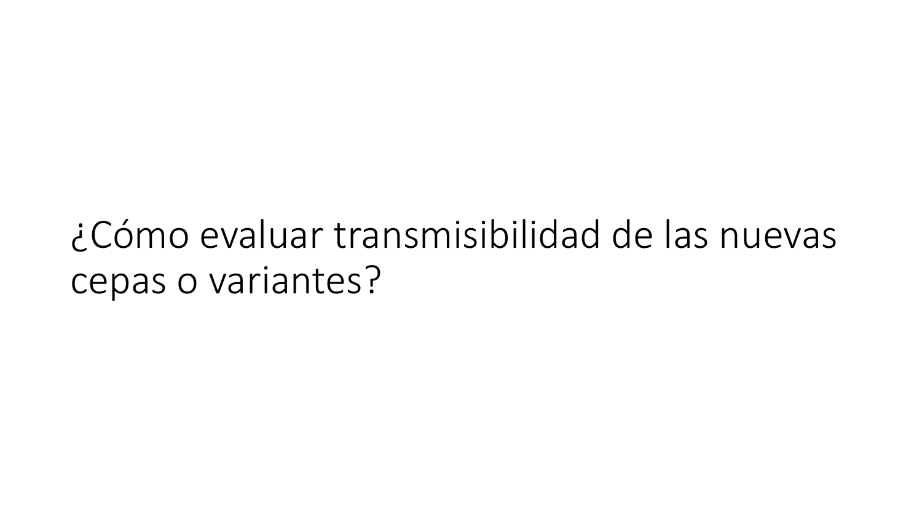¿Cómo evaluar transmisibilidad de las nuevas cepas o variantes?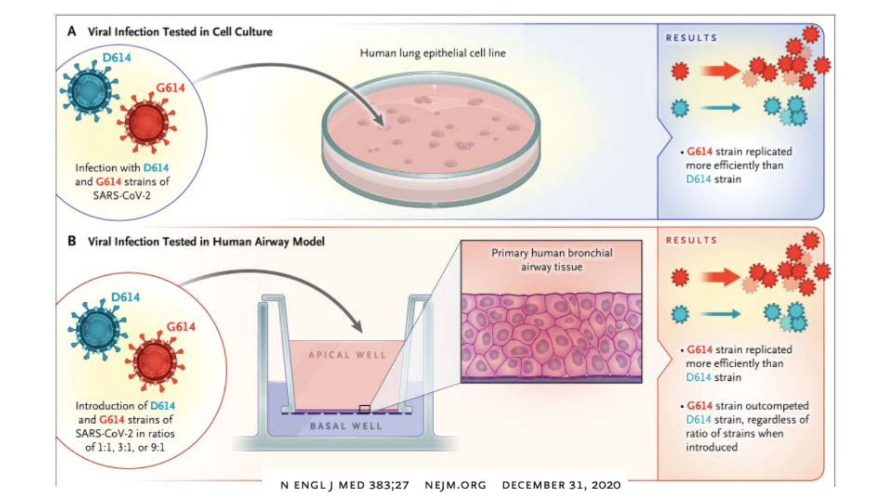## A Viral Infection Tested in Cell Culture

D614

G614

Infection with D614 and G614 strains of SARS-CoV-2

Human lung epithelial cell line

RESULTS

- G614 strain replicated more efficiently than D614 strain

## B Viral Infection Tested in Human Airway Model

D614

G614

Introduction of D614 and G614 strains of SARS-CoV-2 in ratios of 1:1, 3:1, or 9:1

APICAL WELL

BASAL WELL

Primary human bronchial airway tissue

RESULTS

- G614 strain replicated more efficiently than D614 strain
- G614 strain outcompeted D614 strain, regardless of ratio of strains when introduced

N ENGL J MED 383;27 NEJM.ORG DECEMBER 31, 2020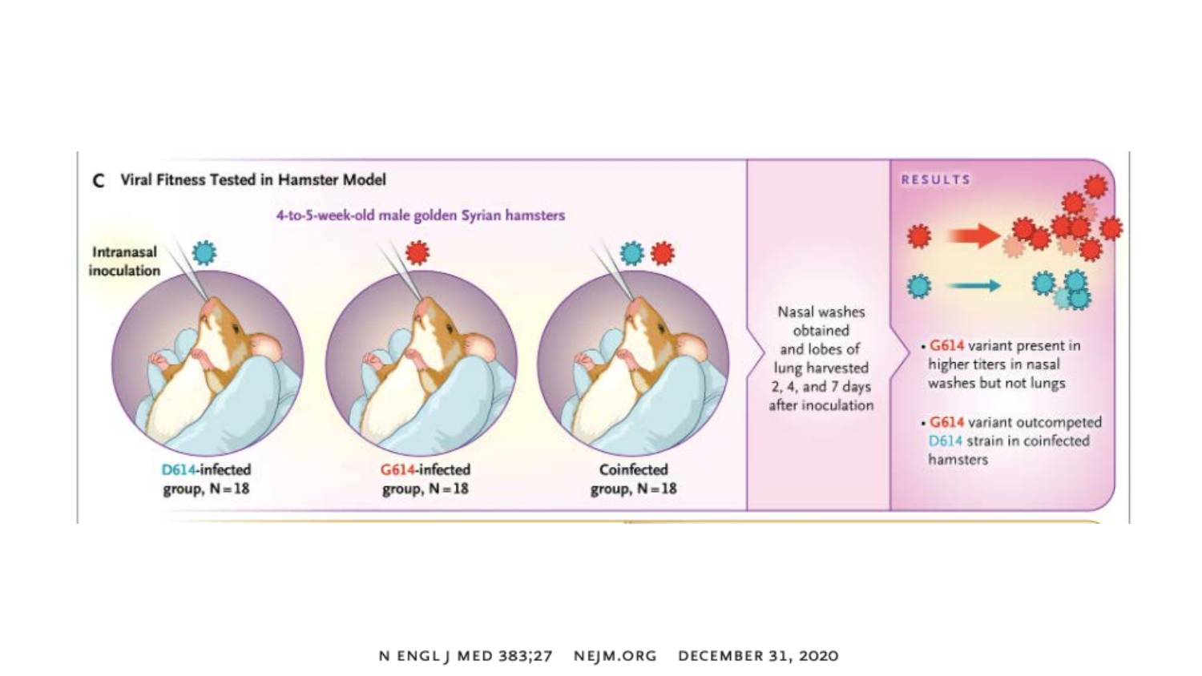## C Viral Fitness Tested in Hamster Model

4-to-5-week-old male golden Syrian hamsters

Intranasal inoculation

D614-infected group, N = 18

G614-infected group, N = 18

Coinfected group, N = 18

Nasal washes obtained and lobes of lung harvested 2, 4, and 7 days after inoculation

### RESULTS

- G614 variant present in higher titers in nasal washes but not lungs
- G614 variant outcompeted D614 strain in coinfected hamsters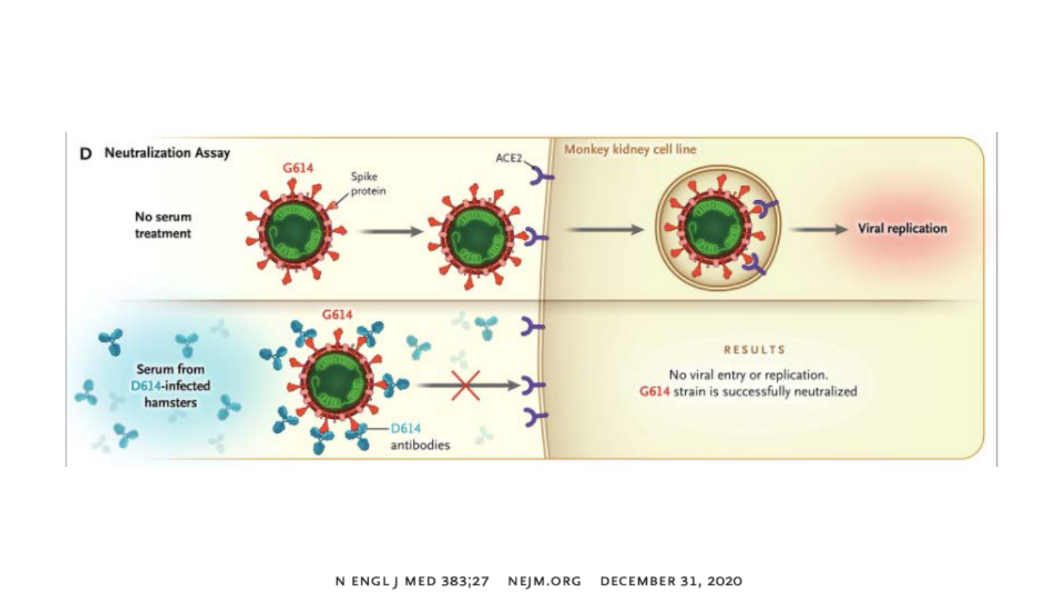**D Neutralization Assay**

G614

Spike protein

ACE2

Monkey kidney cell line

No serum treatment

Viral replication

G614

Serum from D614-infected hamsters

D614 antibodies

RESULTS

No viral entry or replication.
G614 strain is successfully neutralized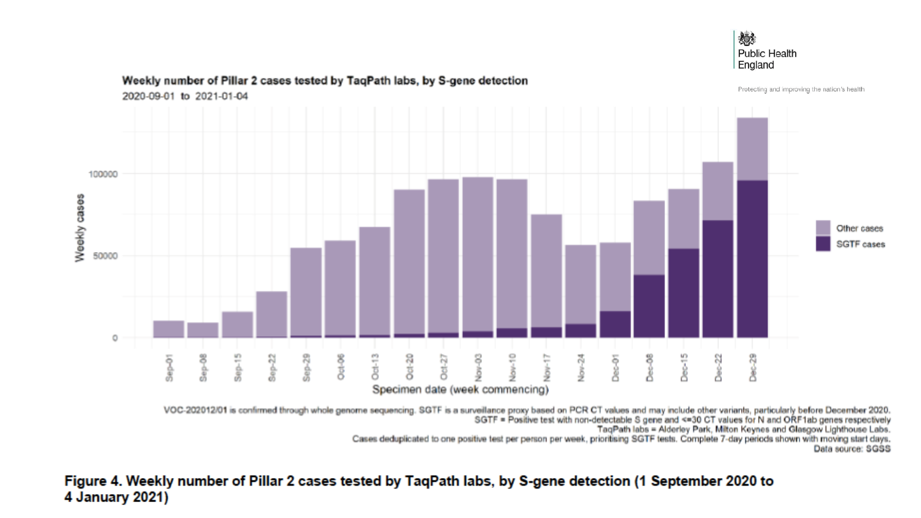Public Health England

Protecting and improving the nation's health

**Weekly number of Pillar 2 cases tested by TaqPath labs, by S-gene detection**

2020-09-01 to 2021-01-04

VOC-202012/01 is confirmed through whole genome sequencing. SGTF is a surveillance proxy based on PCR CT values and may include other variants, particularly before December 2020.
SGTF = Positive test with non-detectable S gene and <=30 CT values for N and ORF1ab genes respectively
TaqPath labs = Alderley Park, Milton Keynes and Glasgow Lighthouse Labs.
Cases deduplicated to one positive test per person per week, prioritising SGTF tests. Complete 7-day periods shown with moving start days.
Data source: SGSS

**Figure 4. Weekly number of Pillar 2 cases tested by TaqPath labs, by S-gene detection (1 September 2020 to 4 January 2021)**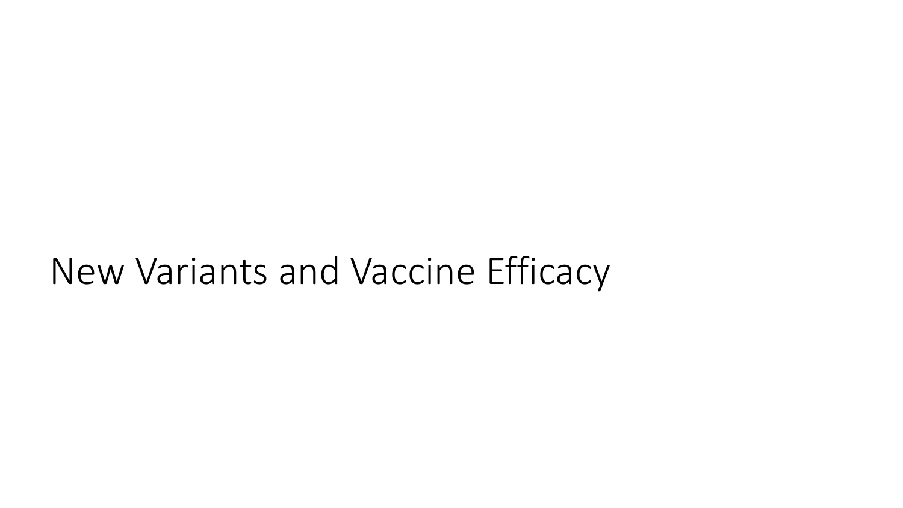# New Variants and Vaccine Efficacy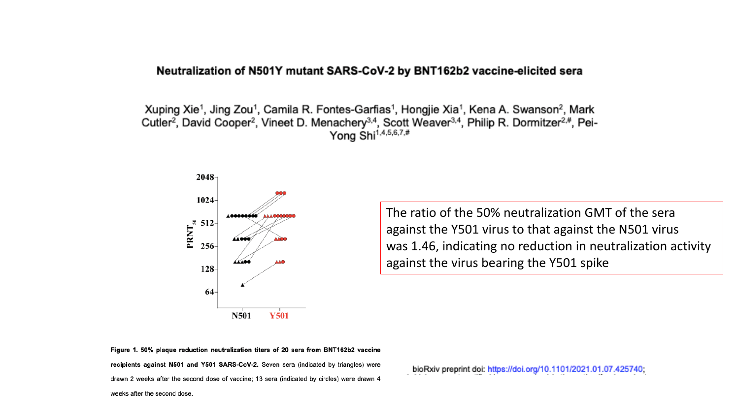# Neutralization of N501Y mutant SARS-CoV-2 by BNT162b2 vaccine-elicited sera

Xuping Xie[1], Jing Zou[1], Camila R. Fontes-Garfias[1], Hongjie Xia[1], Kena A. Swanson[2], Mark Cutler[2], David Cooper[2], Vineet D. Menachery[3,4], Scott Weaver[3,4], Philip R. Dormitzer[2,#], Pei-Yong Shi[1,4,5,6,7,#]

The ratio of the 50% neutralization GMT of the sera against the Y501 virus to that against the N501 virus was 1.46, indicating no reduction in neutralization activity against the virus bearing the Y501 spike

**Figure 1. 50% plaque reduction neutralization titers of 20 sera from BNT162b2 vaccine recipients against N501 and Y501 SARS-CoV-2.** Seven sera (indicated by triangles) were drawn 2 weeks after the second dose of vaccine; 13 sera (indicated by circles) were drawn 4 weeks after the second dose.

bioRxiv preprint doi: https://doi.org/10.1101/2021.01.07.425740;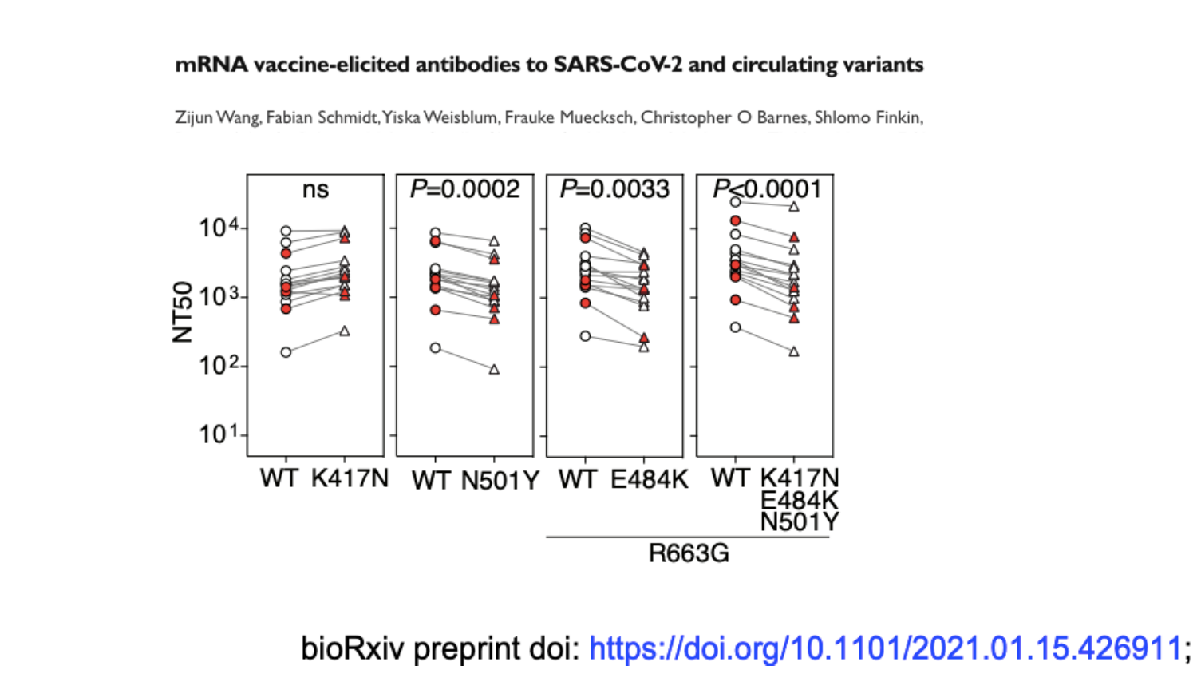**mRNA vaccine-elicited antibodies to SARS-CoV-2 and circulating variants**

Zijun Wang, Fabian Schmidt, Yiska Weisblum, Frauke Muecksch, Christopher O Barnes, Shlomo Finkin,

ns | $P$=0.0002 | $P$=0.0033 | $P$<0.0001

NT50: $10^4$, $10^3$, $10^2$, $10^1$

WT K417N | WT N501Y | WT E484K | WT K417N E484K N501Y

R663G

bioRxiv preprint doi: https://doi.org/10.1101/2021.01.15.426911;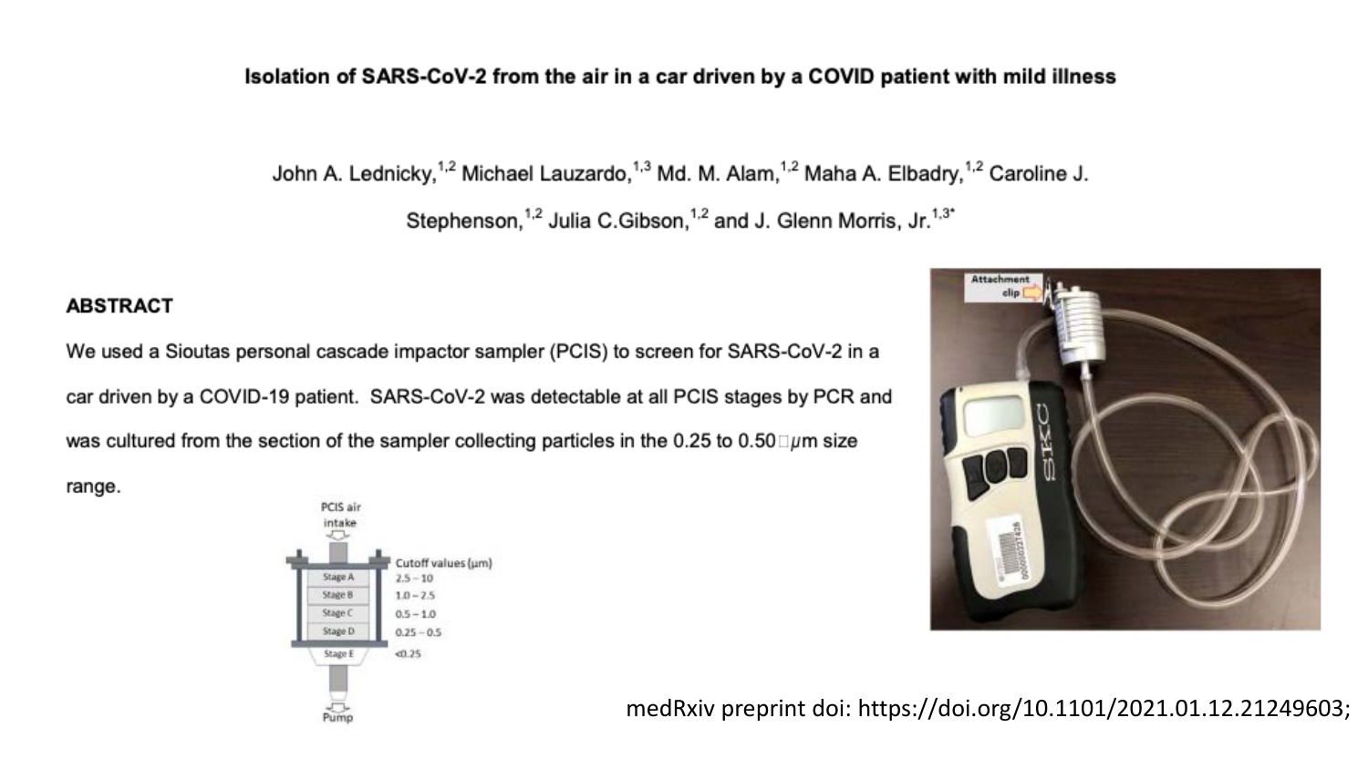**Isolation of SARS-CoV-2 from the air in a car driven by a COVID patient with mild illness**

John A. Lednicky,[1,2] Michael Lauzardo,[1,3] Md. M. Alam,[1,2] Maha A. Elbadry,[1,2] Caroline J. Stephenson,[1,2] Julia C.Gibson,[1,2] and J. Glenn Morris, Jr.[1,3*]

**ABSTRACT**

We used a Sioutas personal cascade impactor sampler (PCIS) to screen for SARS-CoV-2 in a car driven by a COVID-19 patient. SARS-CoV-2 was detectable at all PCIS stages by PCR and was cultured from the section of the sampler collecting particles in the 0.25 to 0.50 μm size range.

PCIS air intake

| Stage | Cutoff values (μm) |
| --- | --- |
| Stage A | 2.5 – 10 |
| Stage B | 1.0 – 2.5 |
| Stage C | 0.5 – 1.0 |
| Stage D | 0.25 – 0.5 |
| Stage E | <0.25 |

Pump

Attachment clip

medRxiv preprint doi: https://doi.org/10.1101/2021.01.12.21249603;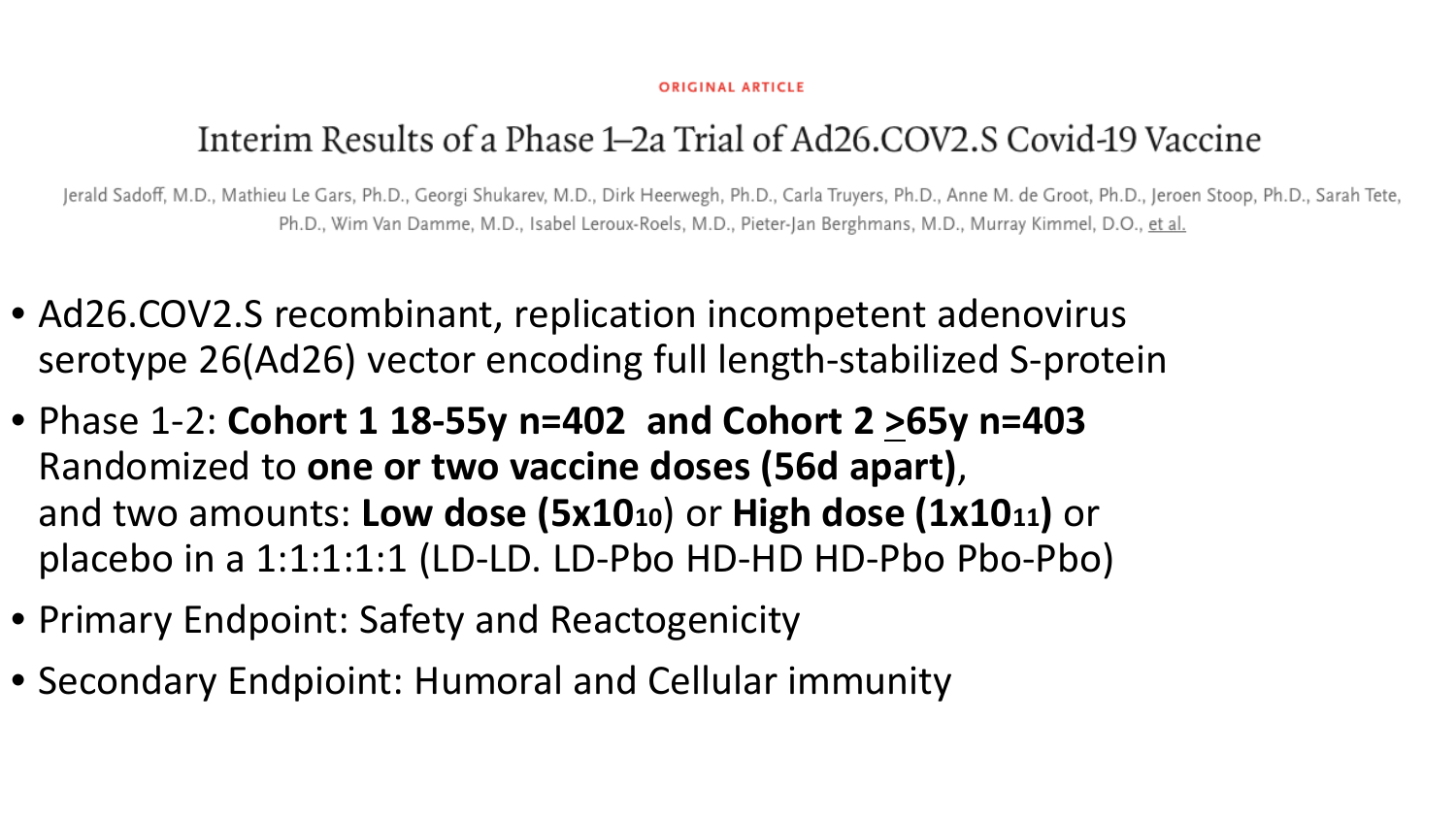ORIGINAL ARTICLE

# Interim Results of a Phase 1–2a Trial of Ad26.COV2.S Covid-19 Vaccine

Jerald Sadoff, M.D., Mathieu Le Gars, Ph.D., Georgi Shukarev, M.D., Dirk Heerwegh, Ph.D., Carla Truyers, Ph.D., Anne M. de Groot, Ph.D., Jeroen Stoop, Ph.D., Sarah Tete, Ph.D., Wim Van Damme, M.D., Isabel Leroux-Roels, M.D., Pieter-Jan Berghmans, M.D., Murray Kimmel, D.O., et al.

- Ad26.COV2.S recombinant, replication incompetent adenovirus serotype 26(Ad26) vector encoding full length-stabilized S-protein
- Phase 1-2: **Cohort 1 18-55y n=402 and Cohort 2 ≥65y n=403** Randomized to **one or two vaccine doses (56d apart)**, and two amounts: **Low dose ($5x10^{10}$)** or **High dose ($1x10^{11}$)** or placebo in a 1:1:1:1:1 (LD-LD. LD-Pbo HD-HD HD-Pbo Pbo-Pbo)
- Primary Endpoint: Safety and Reactogenicity
- Secondary Endpioint: Humoral and Cellular immunity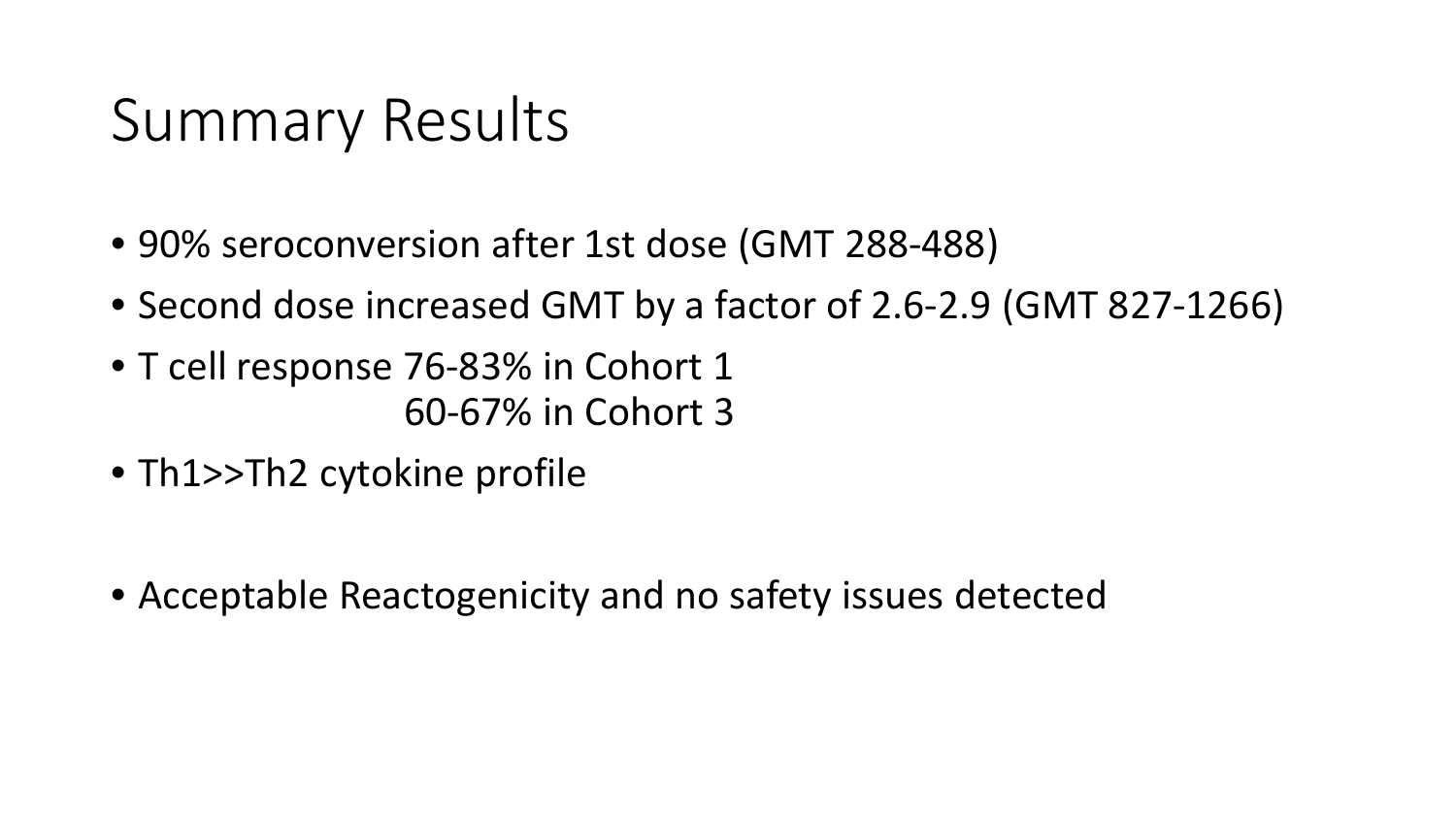# Summary Results

- 90% seroconversion after 1st dose (GMT 288-488)
- Second dose increased GMT by a factor of 2.6-2.9 (GMT 827-1266)
- T cell response 76-83% in Cohort 1
  60-67% in Cohort 3
- Th1>>Th2 cytokine profile
- Acceptable Reactogenicity and no safety issues detected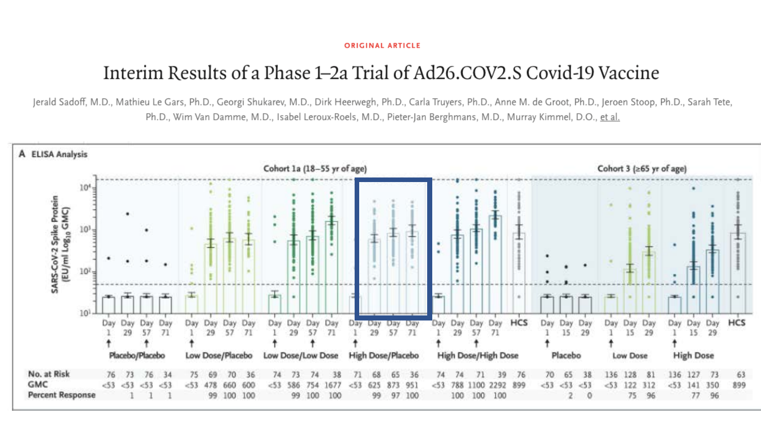ORIGINAL ARTICLE

# Interim Results of a Phase 1–2a Trial of Ad26.COV2.S Covid-19 Vaccine

Jerald Sadoff, M.D., Mathieu Le Gars, Ph.D., Georgi Shukarev, M.D., Dirk Heerwegh, Ph.D., Carla Truyers, Ph.D., Anne M. de Groot, Ph.D., Jeroen Stoop, Ph.D., Sarah Tete, Ph.D., Wim Van Damme, M.D., Isabel Leroux-Roels, M.D., Pieter-Jan Berghmans, M.D., Murray Kimmel, D.O., et al.

**A ELISA Analysis**

SARS-CoV-2 Spike Protein (EU/ml $Log_{10}$ GMC)

Cohort 1a (18–55 yr of age) | Cohort 3 (≥65 yr of age)

| Group | Day | No. at Risk | GMC | Percent Response |
|---|---|---|---|---|
| Placebo/Placebo | Day 1 | 76 | <53 | |
| | Day 29 | 73 | <53 | 1 |
| | Day 57 | 76 | <53 | 1 |
| | Day 71 | 34 | <53 | 1 |
| Low Dose/Placebo | Day 1 | 75 | <53 | |
| | Day 29 | 69 | 478 | 99 |
| | Day 57 | 70 | 660 | 100 |
| | Day 71 | 36 | 600 | 100 |
| Low Dose/Low Dose | Day 1 | 74 | <53 | |
| | Day 29 | 73 | 586 | 99 |
| | Day 57 | 74 | 754 | 100 |
| | Day 71 | 38 | 1677 | 100 |
| High Dose/Placebo | Day 1 | 71 | <53 | |
| | Day 29 | 68 | 625 | 99 |
| | Day 57 | 65 | 873 | 97 |
| | Day 71 | 36 | 951 | 100 |
| High Dose/High Dose | Day 1 | 74 | <53 | |
| | Day 29 | 74 | 788 | 100 |
| | Day 57 | 71 | 1100 | 100 |
| | Day 71 | 39 | 2292 | 100 |
| HCS | | 76 | 899 | |
| Placebo | Day 1 | 70 | <53 | |
| | Day 15 | 65 | <53 | 2 |
| | Day 29 | 38 | <53 | 0 |
| Low Dose | Day 1 | 136 | <53 | |
| | Day 15 | 128 | 122 | 75 |
| | Day 29 | 81 | 312 | 96 |
| High Dose | Day 1 | 136 | <53 | |
| | Day 15 | 127 | 141 | 77 |
| | Day 29 | 73 | 350 | 96 |
| HCS | | 63 | 899 | |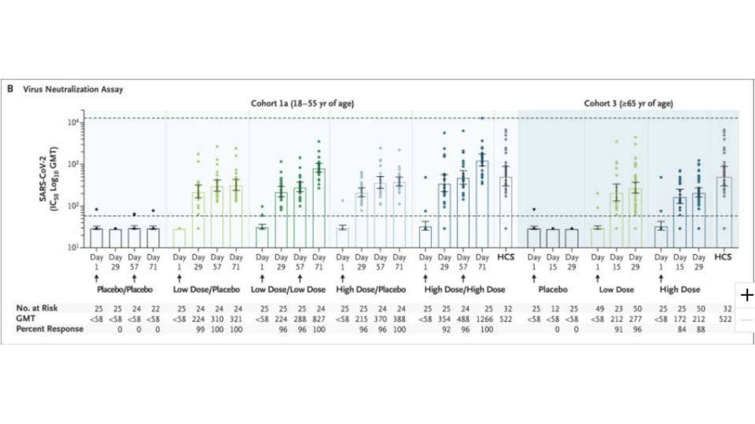**B** Virus Neutralization Assay

Cohort 1a (18–55 yr of age) | Cohort 3 (≥65 yr of age)

SARS-CoV-2 ($IC_{50}$ $Log_{10}$ GMT)

| Cohort | Group | Day | No. at Risk | GMT | Percent Response |
|---|---|---|---|---|---|
| Cohort 1a (18–55 yr of age) | Placebo/Placebo | Day 1 | 25 | <58 | |
| | | Day 29 | 25 | <58 | 0 |
| | | Day 57 | 24 | <58 | 0 |
| | | Day 71 | 22 | <58 | 0 |
| | Low Dose/Placebo | Day 1 | 25 | <58 | |
| | | Day 29 | 24 | 224 | 99 |
| | | Day 57 | 24 | 310 | 100 |
| | | Day 71 | 24 | 321 | 100 |
| | Low Dose/Low Dose | Day 1 | 25 | <58 | |
| | | Day 29 | 25 | 224 | 96 |
| | | Day 57 | 25 | 288 | 96 |
| | | Day 71 | 24 | 827 | 100 |
| | High Dose/Placebo | Day 1 | 25 | <58 | |
| | | Day 29 | 25 | 215 | 96 |
| | | Day 57 | 24 | 370 | 96 |
| | | Day 71 | 24 | 388 | 100 |
| | High Dose/High Dose | Day 1 | 25 | <58 | |
| | | Day 29 | 25 | 354 | 92 |
| | | Day 57 | 24 | 488 | 96 |
| | | Day 71 | 25 | 1266 | 100 |
| | HCS | | 32 | 522 | |
| Cohort 3 (≥65 yr of age) | Placebo | Day 1 | 25 | <58 | |
| | | Day 15 | 12 | <58 | 0 |
| | | Day 29 | 25 | <58 | 0 |
| | Low Dose | Day 1 | 49 | <58 | |
| | | Day 15 | 23 | 212 | 91 |
| | | Day 29 | 50 | 277 | 96 |
| | High Dose | Day 1 | 25 | <58 | |
| | | Day 15 | 25 | 172 | 84 |
| | | Day 29 | 50 | 212 | 88 |
| | HCS | | 32 | 522 | |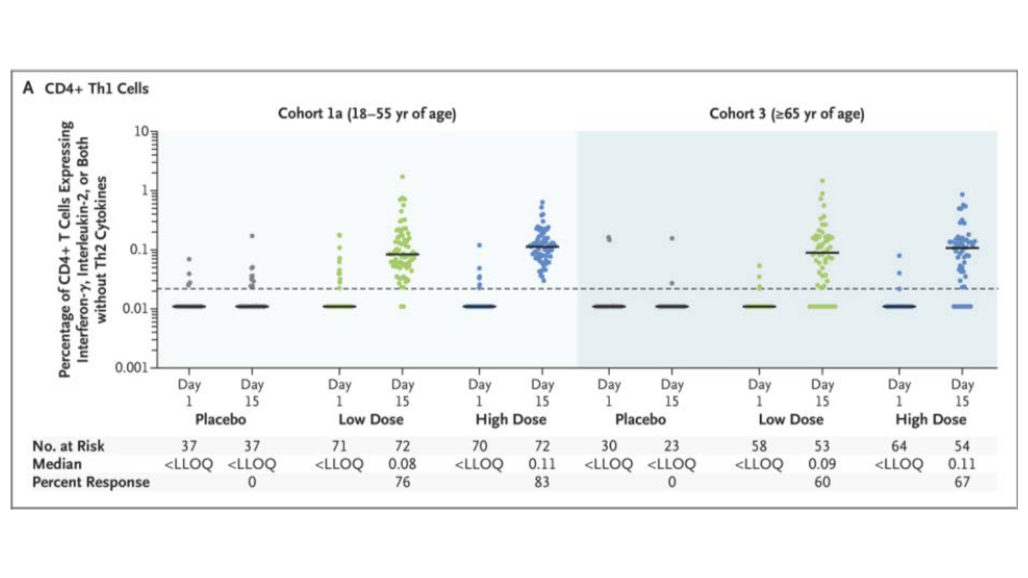**A CD4+ Th1 Cells**

| | Cohort 1a (18–55 yr of age) | | | | | | Cohort 3 (≥65 yr of age) | | | | | |
|---|---|---|---|---|---|---|---|---|---|---|---|---|
| | Placebo | | Low Dose | | High Dose | | Placebo | | Low Dose | | High Dose | |
| | Day 1 | Day 15 | Day 1 | Day 15 | Day 1 | Day 15 | Day 1 | Day 15 | Day 1 | Day 15 | Day 1 | Day 15 |
| No. at Risk | 37 | 37 | 71 | 72 | 70 | 72 | 30 | 23 | 58 | 53 | 64 | 54 |
| Median | <LLOQ | <LLOQ | <LLOQ | 0.08 | <LLOQ | 0.11 | <LLOQ | <LLOQ | <LLOQ | 0.09 | <LLOQ | 0.11 |
| Percent Response | | 0 | | 76 | | 83 | | 0 | | 60 | | 67 |

Y-axis: Percentage of CD4+ T Cells Expressing Interferon-γ, Interleukin-2, or Both without Th2 Cytokines (0.001, 0.01, 0.1, 1, 10)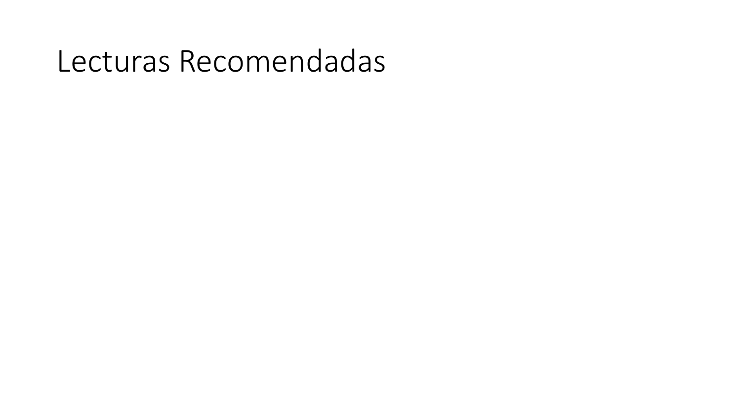# Lecturas Recomendadas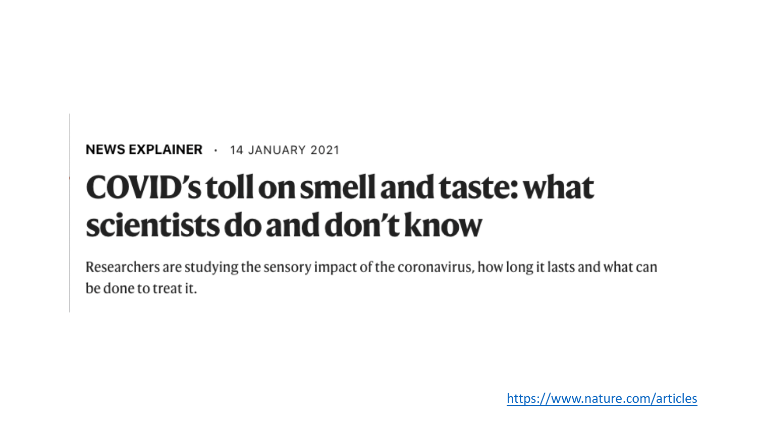**NEWS EXPLAINER** · 14 JANUARY 2021

# COVID's toll on smell and taste: what scientists do and don't know

Researchers are studying the sensory impact of the coronavirus, how long it lasts and what can be done to treat it.

https://www.nature.com/articles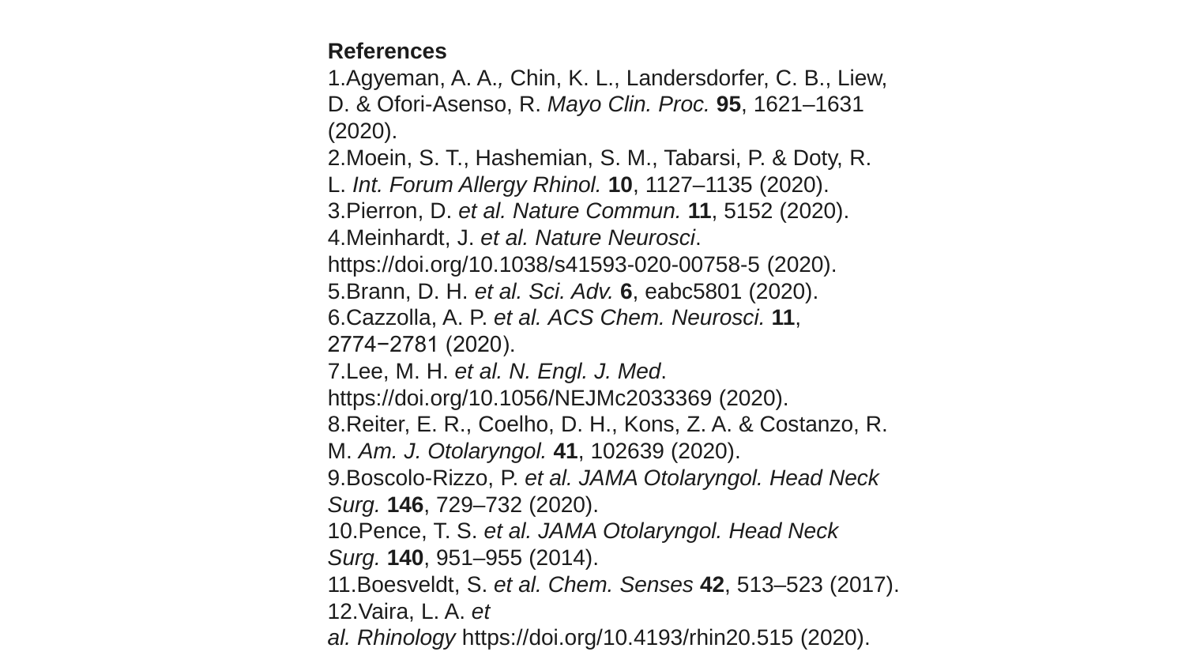**References**

1. Agyeman, A. A., Chin, K. L., Landersdorfer, C. B., Liew, D. & Ofori-Asenso, R. *Mayo Clin. Proc.* **95**, 1621–1631 (2020).
2. Moein, S. T., Hashemian, S. M., Tabarsi, P. & Doty, R. L. *Int. Forum Allergy Rhinol.* **10**, 1127–1135 (2020).
3. Pierron, D. *et al. Nature Commun.* **11**, 5152 (2020).
4. Meinhardt, J. *et al. Nature Neurosci*. https://doi.org/10.1038/s41593-020-00758-5 (2020).
5. Brann, D. H. *et al. Sci. Adv.* **6**, eabc5801 (2020).
6. Cazzolla, A. P. *et al. ACS Chem. Neurosci.* **11**, 2774−2781 (2020).
7. Lee, M. H. *et al. N. Engl. J. Med*. https://doi.org/10.1056/NEJMc2033369 (2020).
8. Reiter, E. R., Coelho, D. H., Kons, Z. A. & Costanzo, R. M. *Am. J. Otolaryngol.* **41**, 102639 (2020).
9. Boscolo-Rizzo, P. *et al. JAMA Otolaryngol. Head Neck Surg.* **146**, 729–732 (2020).
10. Pence, T. S. *et al. JAMA Otolaryngol. Head Neck Surg.* **140**, 951–955 (2014).
11. Boesveldt, S. *et al. Chem. Senses* **42**, 513–523 (2017).
12. Vaira, L. A. *et al. Rhinology* https://doi.org/10.4193/rhin20.515 (2020).